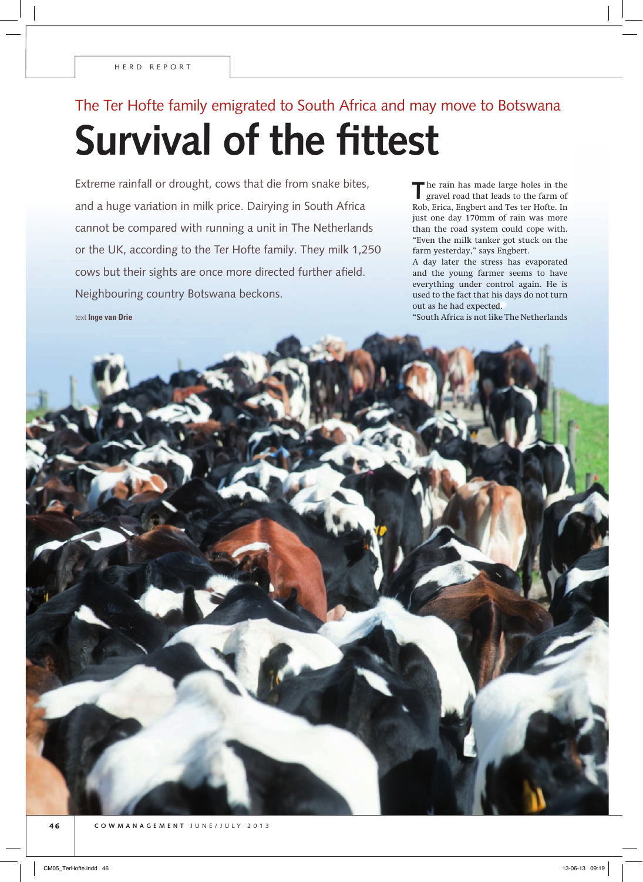The Ter Hofte family emigrated to South Africa and may move to Botswana

# Survival of the fittest

Extreme rainfall or drought, cows that die from snake bites, and a huge variation in milk price. Dairying in South Africa cannot be compared with running a unit in The Netherlands or the UK, according to the Ter Hofte family. They milk 1,250 cows but their sights are once more directed further afield. Neighbouring country Botswana beckons.

text **Inge van Drie**

The rain has made large holes in the gravel road that leads to the farm of Rob, Erica, Engbert and Tes ter Hofte. In just one day 170mm of rain was more than the road system could cope with. "Even the milk tanker got stuck on the farm yesterday," says Engbert.

A day later the stress has evaporated and the young farmer seems to have everything under control again. He is used to the fact that his days do not turn out as he had expected.

"South Africa is not like The Netherlands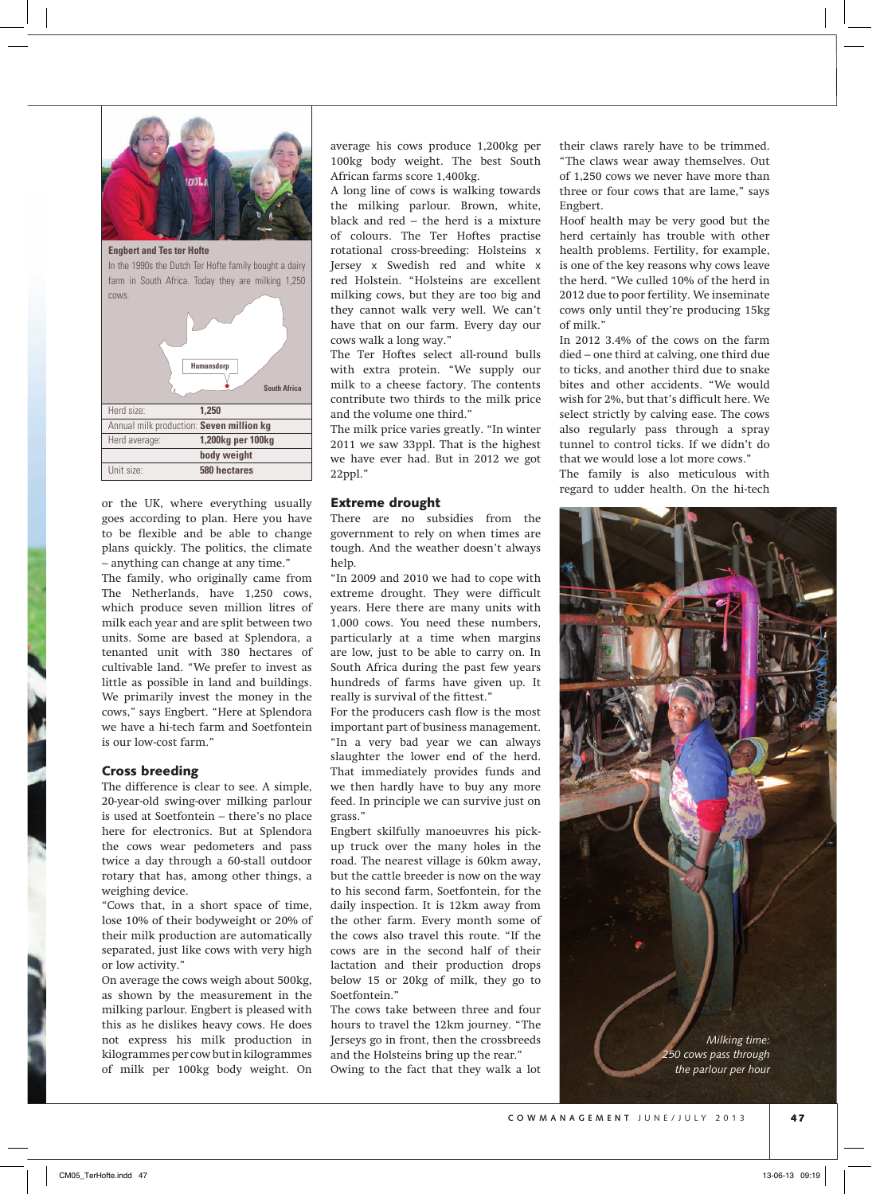**Engbert and Tes ter Hofte**

In the 1990s the Dutch Ter Hofte family bought a dairy farm in South Africa. Today they are milking 1,250 cows.

Humansdorp

South Africa

| | |
|---|---|
| Herd size: | 1,250 |
| Annual milk production: | Seven million kg |
| Herd average: | 1,200kg per 100kg body weight |
| Unit size: | 580 hectares |

or the UK, where everything usually goes according to plan. Here you have to be flexible and be able to change plans quickly. The politics, the climate – anything can change at any time."

The family, who originally came from The Netherlands, have 1,250 cows, which produce seven million litres of milk each year and are split between two units. Some are based at Splendora, a tenanted unit with 380 hectares of cultivable land. "We prefer to invest as little as possible in land and buildings. We primarily invest the money in the cows," says Engbert. "Here at Splendora we have a hi-tech farm and Soetfontein is our low-cost farm."

### Cross breeding

The difference is clear to see. A simple, 20-year-old swing-over milking parlour is used at Soetfontein – there's no place here for electronics. But at Splendora the cows wear pedometers and pass twice a day through a 60-stall outdoor rotary that has, among other things, a weighing device.

"Cows that, in a short space of time, lose 10% of their bodyweight or 20% of their milk production are automatically separated, just like cows with very high or low activity."

On average the cows weigh about 500kg, as shown by the measurement in the milking parlour. Engbert is pleased with this as he dislikes heavy cows. He does not express his milk production in kilogrammes per cow but in kilogrammes of milk per 100kg body weight. On average his cows produce 1,200kg per 100kg body weight. The best South African farms score 1,400kg.

A long line of cows is walking towards the milking parlour. Brown, white, black and red – the herd is a mixture of colours. The Ter Hoftes practise rotational cross-breeding: Holsteins x Jersey x Swedish red and white x red Holstein. "Holsteins are excellent milking cows, but they are too big and they cannot walk very well. We can't have that on our farm. Every day our cows walk a long way."

The Ter Hoftes select all-round bulls with extra protein. "We supply our milk to a cheese factory. The contents contribute two thirds to the milk price and the volume one third."

The milk price varies greatly. "In winter 2011 we saw 33ppl. That is the highest we have ever had. But in 2012 we got 22ppl."

### Extreme drought

There are no subsidies from the government to rely on when times are tough. And the weather doesn't always help.

"In 2009 and 2010 we had to cope with extreme drought. They were difficult years. Here there are many units with 1,000 cows. You need these numbers, particularly at a time when margins are low, just to be able to carry on. In South Africa during the past few years hundreds of farms have given up. It really is survival of the fittest."

For the producers cash flow is the most important part of business management. "In a very bad year we can always slaughter the lower end of the herd. That immediately provides funds and we then hardly have to buy any more feed. In principle we can survive just on grass."

Engbert skilfully manoeuvres his pick-up truck over the many holes in the road. The nearest village is 60km away, but the cattle breeder is now on the way to his second farm, Soetfontein, for the daily inspection. It is 12km away from the other farm. Every month some of the cows also travel this route. "If the cows are in the second half of their lactation and their production drops below 15 or 20kg of milk, they go to Soetfontein."

The cows take between three and four hours to travel the 12km journey. "The Jerseys go in front, then the crossbreeds and the Holsteins bring up the rear."

Owing to the fact that they walk a lot their claws rarely have to be trimmed. "The claws wear away themselves. Out of 1,250 cows we never have more than three or four cows that are lame," says Engbert.

Hoof health may be very good but the herd certainly has trouble with other health problems. Fertility, for example, is one of the key reasons why cows leave the herd. "We culled 10% of the herd in 2012 due to poor fertility. We inseminate cows only until they're producing 15kg of milk."

In 2012 3.4% of the cows on the farm died – one third at calving, one third due to ticks, and another third due to snake bites and other accidents. "We would wish for 2%, but that's difficult here. We select strictly by calving ease. The cows also regularly pass through a spray tunnel to control ticks. If we didn't do that we would lose a lot more cows."

The family is also meticulous with regard to udder health. On the hi-tech

*Milking time: 250 cows pass through the parlour per hour*